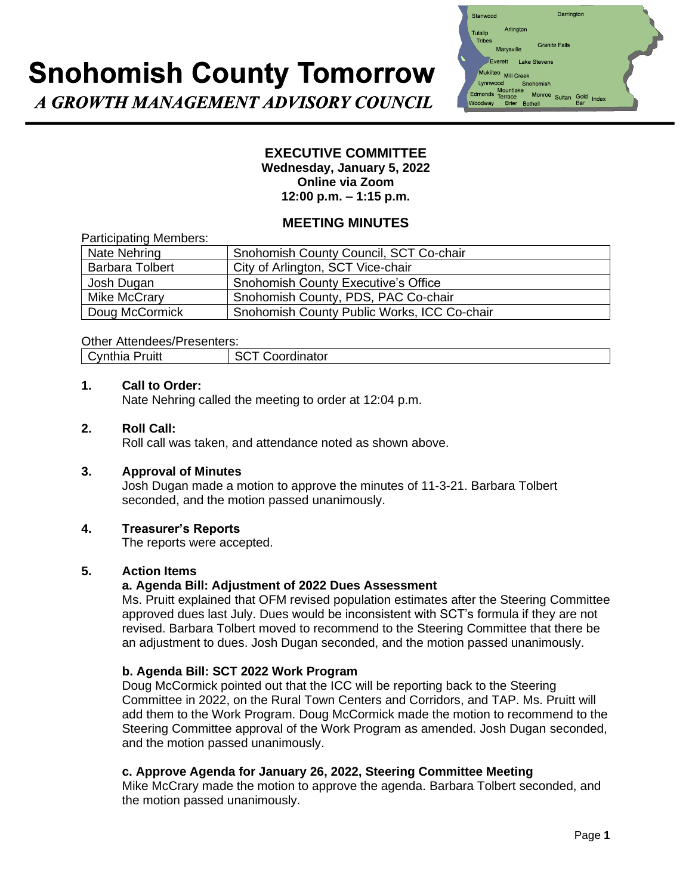# Snohomish County Tomorrow

*A GROWTH MANAGEMENT ADVISORY COUNCIL*

## EXECUTIVE COMMITTEE

**Wednesday, January 5, 2022**
**Online via Zoom**
**12:00 p.m. – 1:15 p.m.**

## MEETING MINUTES

Participating Members:

| | |
|---|---|
| Nate Nehring | Snohomish County Council, SCT Co-chair |
| Barbara Tolbert | City of Arlington, SCT Vice-chair |
| Josh Dugan | Snohomish County Executive's Office |
| Mike McCrary | Snohomish County, PDS, PAC Co-chair |
| Doug McCormick | Snohomish County Public Works, ICC Co-chair |

Other Attendees/Presenters:

| | |
|---|---|
| Cynthia Pruitt | SCT Coordinator |

**1. Call to Order:**
Nate Nehring called the meeting to order at 12:04 p.m.

**2. Roll Call:**
Roll call was taken, and attendance noted as shown above.

**3. Approval of Minutes**
Josh Dugan made a motion to approve the minutes of 11-3-21. Barbara Tolbert seconded, and the motion passed unanimously.

**4. Treasurer's Reports**
The reports were accepted.

**5. Action Items**

**a. Agenda Bill: Adjustment of 2022 Dues Assessment**
Ms. Pruitt explained that OFM revised population estimates after the Steering Committee approved dues last July. Dues would be inconsistent with SCT's formula if they are not revised. Barbara Tolbert moved to recommend to the Steering Committee that there be an adjustment to dues. Josh Dugan seconded, and the motion passed unanimously.

**b. Agenda Bill: SCT 2022 Work Program**
Doug McCormick pointed out that the ICC will be reporting back to the Steering Committee in 2022, on the Rural Town Centers and Corridors, and TAP. Ms. Pruitt will add them to the Work Program. Doug McCormick made the motion to recommend to the Steering Committee approval of the Work Program as amended. Josh Dugan seconded, and the motion passed unanimously.

**c. Approve Agenda for January 26, 2022, Steering Committee Meeting**
Mike McCrary made the motion to approve the agenda. Barbara Tolbert seconded, and the motion passed unanimously.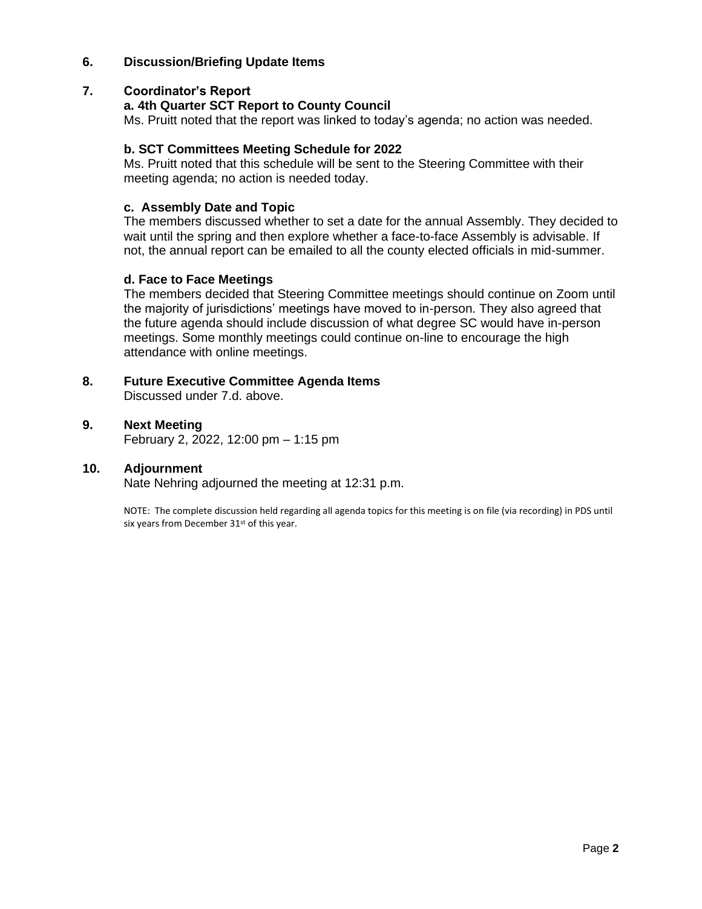## 6. Discussion/Briefing Update Items

## 7. Coordinator's Report

### a. 4th Quarter SCT Report to County Council

Ms. Pruitt noted that the report was linked to today's agenda; no action was needed.

### b. SCT Committees Meeting Schedule for 2022

Ms. Pruitt noted that this schedule will be sent to the Steering Committee with their meeting agenda; no action is needed today.

### c. Assembly Date and Topic

The members discussed whether to set a date for the annual Assembly. They decided to wait until the spring and then explore whether a face-to-face Assembly is advisable. If not, the annual report can be emailed to all the county elected officials in mid-summer.

### d. Face to Face Meetings

The members decided that Steering Committee meetings should continue on Zoom until the majority of jurisdictions' meetings have moved to in-person. They also agreed that the future agenda should include discussion of what degree SC would have in-person meetings. Some monthly meetings could continue on-line to encourage the high attendance with online meetings.

## 8. Future Executive Committee Agenda Items

Discussed under 7.d. above.

## 9. Next Meeting

February 2, 2022, 12:00 pm – 1:15 pm

## 10. Adjournment

Nate Nehring adjourned the meeting at 12:31 p.m.

NOTE: The complete discussion held regarding all agenda topics for this meeting is on file (via recording) in PDS until six years from December 31st of this year.